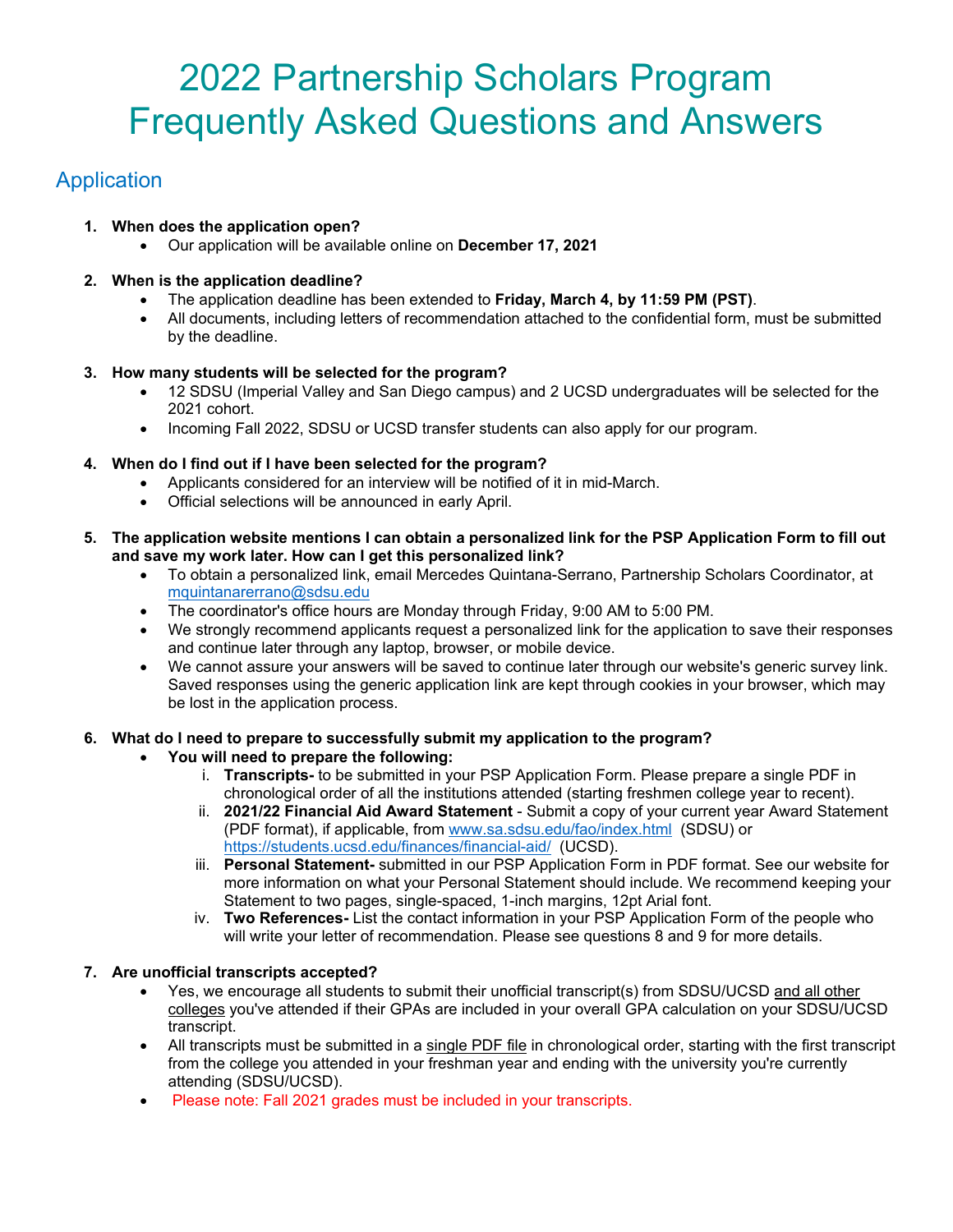# 2022 Partnership Scholars Program Frequently Asked Questions and Answers

## Application

1. **When does the application open?**
   - Our application will be available online on **December 17, 2021**

2. **When is the application deadline?**
   - The application deadline has been extended to **Friday, March 4, by 11:59 PM (PST)**.
   - All documents, including letters of recommendation attached to the confidential form, must be submitted by the deadline.

3. **How many students will be selected for the program?**
   - 12 SDSU (Imperial Valley and San Diego campus) and 2 UCSD undergraduates will be selected for the 2021 cohort.
   - Incoming Fall 2022, SDSU or UCSD transfer students can also apply for our program.

4. **When do I find out if I have been selected for the program?**
   - Applicants considered for an interview will be notified of it in mid-March.
   - Official selections will be announced in early April.

5. **The application website mentions I can obtain a personalized link for the PSP Application Form to fill out and save my work later. How can I get this personalized link?**
   - To obtain a personalized link, email Mercedes Quintana-Serrano, Partnership Scholars Coordinator, at mquintanarerrano@sdsu.edu
   - The coordinator's office hours are Monday through Friday, 9:00 AM to 5:00 PM.
   - We strongly recommend applicants request a personalized link for the application to save their responses and continue later through any laptop, browser, or mobile device.
   - We cannot assure your answers will be saved to continue later through our website's generic survey link. Saved responses using the generic application link are kept through cookies in your browser, which may be lost in the application process.

6. **What do I need to prepare to successfully submit my application to the program?**
   - **You will need to prepare the following:**
     i. **Transcripts-** to be submitted in your PSP Application Form. Please prepare a single PDF in chronological order of all the institutions attended (starting freshmen college year to recent).
     ii. **2021/22 Financial Aid Award Statement** - Submit a copy of your current year Award Statement (PDF format), if applicable, from www.sa.sdsu.edu/fao/index.html (SDSU) or https://students.ucsd.edu/finances/financial-aid/ (UCSD).
     iii. **Personal Statement-** submitted in our PSP Application Form in PDF format. See our website for more information on what your Personal Statement should include. We recommend keeping your Statement to two pages, single-spaced, 1-inch margins, 12pt Arial font.
     iv. **Two References-** List the contact information in your PSP Application Form of the people who will write your letter of recommendation. Please see questions 8 and 9 for more details.

7. **Are unofficial transcripts accepted?**
   - Yes, we encourage all students to submit their unofficial transcript(s) from SDSU/UCSD <u>and all other colleges</u> you've attended if their GPAs are included in your overall GPA calculation on your SDSU/UCSD transcript.
   - All transcripts must be submitted in a <u>single PDF file</u> in chronological order, starting with the first transcript from the college you attended in your freshman year and ending with the university you're currently attending (SDSU/UCSD).
   - Please note: Fall 2021 grades must be included in your transcripts.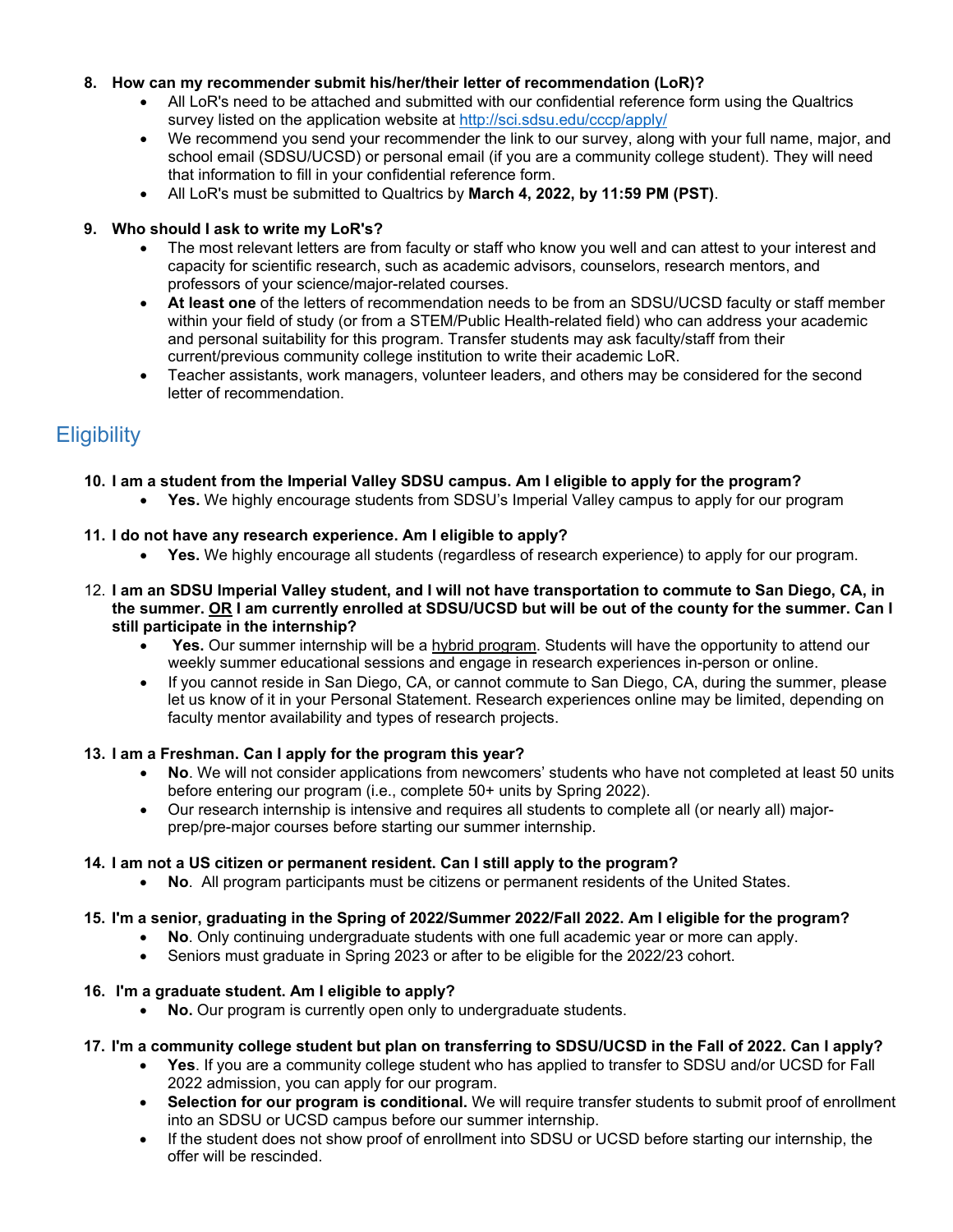8. **How can my recommender submit his/her/their letter of recommendation (LoR)?**
    - All LoR's need to be attached and submitted with our confidential reference form using the Qualtrics survey listed on the application website at http://sci.sdsu.edu/cccp/apply/
    - We recommend you send your recommender the link to our survey, along with your full name, major, and school email (SDSU/UCSD) or personal email (if you are a community college student). They will need that information to fill in your confidential reference form.
    - All LoR's must be submitted to Qualtrics by **March 4, 2022, by 11:59 PM (PST)**.

9. **Who should I ask to write my LoR's?**
    - The most relevant letters are from faculty or staff who know you well and can attest to your interest and capacity for scientific research, such as academic advisors, counselors, research mentors, and professors of your science/major-related courses.
    - **At least one** of the letters of recommendation needs to be from an SDSU/UCSD faculty or staff member within your field of study (or from a STEM/Public Health-related field) who can address your academic and personal suitability for this program. Transfer students may ask faculty/staff from their current/previous community college institution to write their academic LoR.
    - Teacher assistants, work managers, volunteer leaders, and others may be considered for the second letter of recommendation.

## Eligibility

10. **I am a student from the Imperial Valley SDSU campus. Am I eligible to apply for the program?**
    - **Yes.** We highly encourage students from SDSU's Imperial Valley campus to apply for our program

11. **I do not have any research experience. Am I eligible to apply?**
    - **Yes.** We highly encourage all students (regardless of research experience) to apply for our program.

12. **I am an SDSU Imperial Valley student, and I will not have transportation to commute to San Diego, CA, in the summer. OR I am currently enrolled at SDSU/UCSD but will be out of the county for the summer. Can I still participate in the internship?**
    - **Yes.** Our summer internship will be a hybrid program. Students will have the opportunity to attend our weekly summer educational sessions and engage in research experiences in-person or online.
    - If you cannot reside in San Diego, CA, or cannot commute to San Diego, CA, during the summer, please let us know of it in your Personal Statement. Research experiences online may be limited, depending on faculty mentor availability and types of research projects.

13. **I am a Freshman. Can I apply for the program this year?**
    - **No**. We will not consider applications from newcomers' students who have not completed at least 50 units before entering our program (i.e., complete 50+ units by Spring 2022).
    - Our research internship is intensive and requires all students to complete all (or nearly all) major-prep/pre-major courses before starting our summer internship.

14. **I am not a US citizen or permanent resident. Can I still apply to the program?**
    - **No**. All program participants must be citizens or permanent residents of the United States.

15. **I'm a senior, graduating in the Spring of 2022/Summer 2022/Fall 2022. Am I eligible for the program?**
    - **No**. Only continuing undergraduate students with one full academic year or more can apply.
    - Seniors must graduate in Spring 2023 or after to be eligible for the 2022/23 cohort.

16. **I'm a graduate student. Am I eligible to apply?**
    - **No.** Our program is currently open only to undergraduate students.

17. **I'm a community college student but plan on transferring to SDSU/UCSD in the Fall of 2022. Can I apply?**
    - **Yes**. If you are a community college student who has applied to transfer to SDSU and/or UCSD for Fall 2022 admission, you can apply for our program.
    - **Selection for our program is conditional.** We will require transfer students to submit proof of enrollment into an SDSU or UCSD campus before our summer internship.
    - If the student does not show proof of enrollment into SDSU or UCSD before starting our internship, the offer will be rescinded.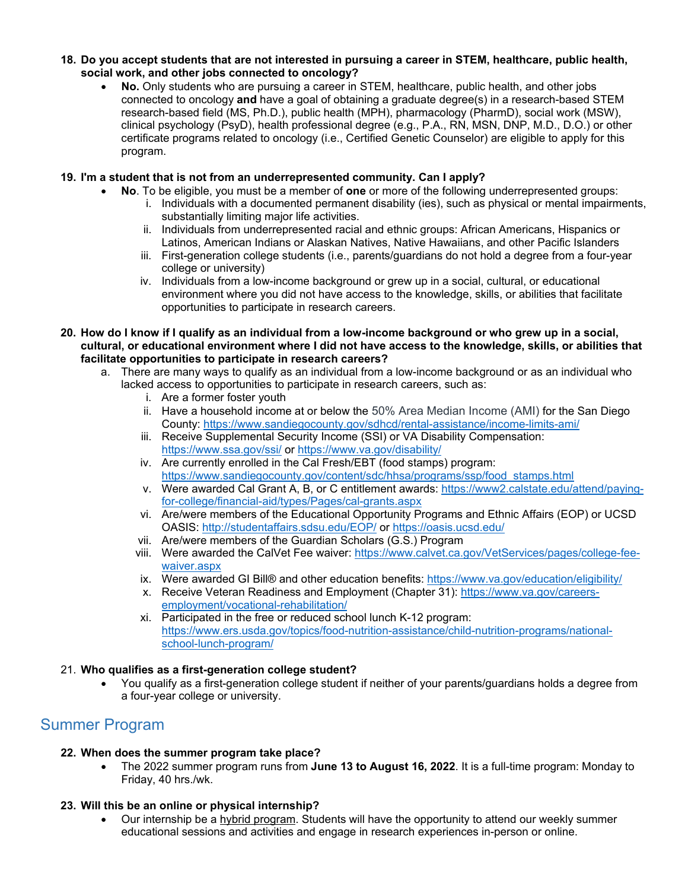18. **Do you accept students that are not interested in pursuing a career in STEM, healthcare, public health, social work, and other jobs connected to oncology?**
    - **No.** Only students who are pursuing a career in STEM, healthcare, public health, and other jobs connected to oncology **and** have a goal of obtaining a graduate degree(s) in a research-based STEM research-based field (MS, Ph.D.), public health (MPH), pharmacology (PharmD), social work (MSW), clinical psychology (PsyD), health professional degree (e.g., P.A., RN, MSN, DNP, M.D., D.O.) or other certificate programs related to oncology (i.e., Certified Genetic Counselor) are eligible to apply for this program.

19. **I'm a student that is not from an underrepresented community. Can I apply?**
    - **No**. To be eligible, you must be a member of **one** or more of the following underrepresented groups:
        i. Individuals with a documented permanent disability (ies), such as physical or mental impairments, substantially limiting major life activities.
        ii. Individuals from underrepresented racial and ethnic groups: African Americans, Hispanics or Latinos, American Indians or Alaskan Natives, Native Hawaiians, and other Pacific Islanders
        iii. First-generation college students (i.e., parents/guardians do not hold a degree from a four-year college or university)
        iv. Individuals from a low-income background or grew up in a social, cultural, or educational environment where you did not have access to the knowledge, skills, or abilities that facilitate opportunities to participate in research careers.

20. **How do I know if I qualify as an individual from a low-income background or who grew up in a social, cultural, or educational environment where I did not have access to the knowledge, skills, or abilities that facilitate opportunities to participate in research careers?**
    a. There are many ways to qualify as an individual from a low-income background or as an individual who lacked access to opportunities to participate in research careers, such as:
        i. Are a former foster youth
        ii. Have a household income at or below the 50% Area Median Income (AMI) for the San Diego County: https://www.sandiegocounty.gov/sdhcd/rental-assistance/income-limits-ami/
        iii. Receive Supplemental Security Income (SSI) or VA Disability Compensation: https://www.ssa.gov/ssi/ or https://www.va.gov/disability/
        iv. Are currently enrolled in the Cal Fresh/EBT (food stamps) program: https://www.sandiegocounty.gov/content/sdc/hhsa/programs/ssp/food_stamps.html
        v. Were awarded Cal Grant A, B, or C entitlement awards: https://www2.calstate.edu/attend/paying-for-college/financial-aid/types/Pages/cal-grants.aspx
        vi. Are/were members of the Educational Opportunity Programs and Ethnic Affairs (EOP) or UCSD OASIS: http://studentaffairs.sdsu.edu/EOP/ or https://oasis.ucsd.edu/
        vii. Are/were members of the Guardian Scholars (G.S.) Program
        viii. Were awarded the CalVet Fee waiver: https://www.calvet.ca.gov/VetServices/pages/college-fee-waiver.aspx
        ix. Were awarded GI Bill® and other education benefits: https://www.va.gov/education/eligibility/
        x. Receive Veteran Readiness and Employment (Chapter 31): https://www.va.gov/careers-employment/vocational-rehabilitation/
        xi. Participated in the free or reduced school lunch K-12 program: https://www.ers.usda.gov/topics/food-nutrition-assistance/child-nutrition-programs/national-school-lunch-program/

21. **Who qualifies as a first-generation college student?**
    - You qualify as a first-generation college student if neither of your parents/guardians holds a degree from a four-year college or university.

## Summer Program

22. **When does the summer program take place?**
    - The 2022 summer program runs from **June 13 to August 16, 2022**. It is a full-time program: Monday to Friday, 40 hrs./wk.

23. **Will this be an online or physical internship?**
    - Our internship be a hybrid program. Students will have the opportunity to attend our weekly summer educational sessions and activities and engage in research experiences in-person or online.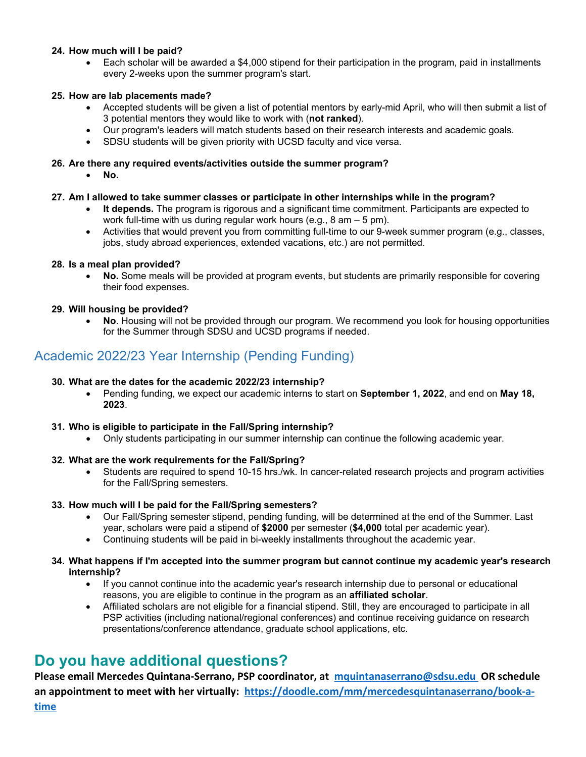**24. How much will I be paid?**

- Each scholar will be awarded a $4,000 stipend for their participation in the program, paid in installments every 2-weeks upon the summer program's start.

**25. How are lab placements made?**

- Accepted students will be given a list of potential mentors by early-mid April, who will then submit a list of 3 potential mentors they would like to work with (**not ranked**).
- Our program's leaders will match students based on their research interests and academic goals.
- SDSU students will be given priority with UCSD faculty and vice versa.

**26. Are there any required events/activities outside the summer program?**

- **No.**

**27. Am I allowed to take summer classes or participate in other internships while in the program?**

- **It depends.** The program is rigorous and a significant time commitment. Participants are expected to work full-time with us during regular work hours (e.g., 8 am – 5 pm).
- Activities that would prevent you from committing full-time to our 9-week summer program (e.g., classes, jobs, study abroad experiences, extended vacations, etc.) are not permitted.

**28. Is a meal plan provided?**

- **No.** Some meals will be provided at program events, but students are primarily responsible for covering their food expenses.

**29. Will housing be provided?**

- **No**. Housing will not be provided through our program. We recommend you look for housing opportunities for the Summer through SDSU and UCSD programs if needed.

## Academic 2022/23 Year Internship (Pending Funding)

**30. What are the dates for the academic 2022/23 internship?**

- Pending funding, we expect our academic interns to start on **September 1, 2022**, and end on **May 18, 2023**.

**31. Who is eligible to participate in the Fall/Spring internship?**

- Only students participating in our summer internship can continue the following academic year.

**32. What are the work requirements for the Fall/Spring?**

- Students are required to spend 10-15 hrs./wk. In cancer-related research projects and program activities for the Fall/Spring semesters.

**33. How much will I be paid for the Fall/Spring semesters?**

- Our Fall/Spring semester stipend, pending funding, will be determined at the end of the Summer. Last year, scholars were paid a stipend of **$2000** per semester (**$4,000** total per academic year).
- Continuing students will be paid in bi-weekly installments throughout the academic year.

**34. What happens if I'm accepted into the summer program but cannot continue my academic year's research internship?**

- If you cannot continue into the academic year's research internship due to personal or educational reasons, you are eligible to continue in the program as an **affiliated scholar**.
- Affiliated scholars are not eligible for a financial stipend. Still, they are encouraged to participate in all PSP activities (including national/regional conferences) and continue receiving guidance on research presentations/conference attendance, graduate school applications, etc.

# Do you have additional questions?

**Please email Mercedes Quintana-Serrano, PSP coordinator, at mquintanaserrano@sdsu.edu OR schedule an appointment to meet with her virtually: https://doodle.com/mm/mercedesquintanaserrano/book-a-time**